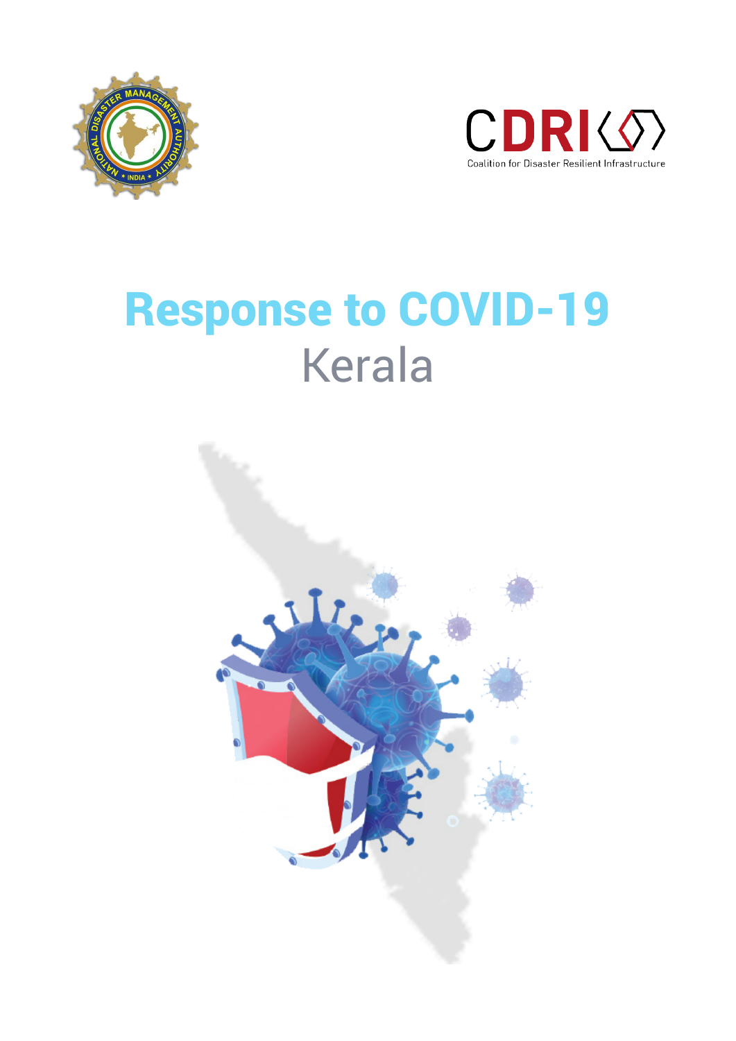# Response to COVID-19

## Kerala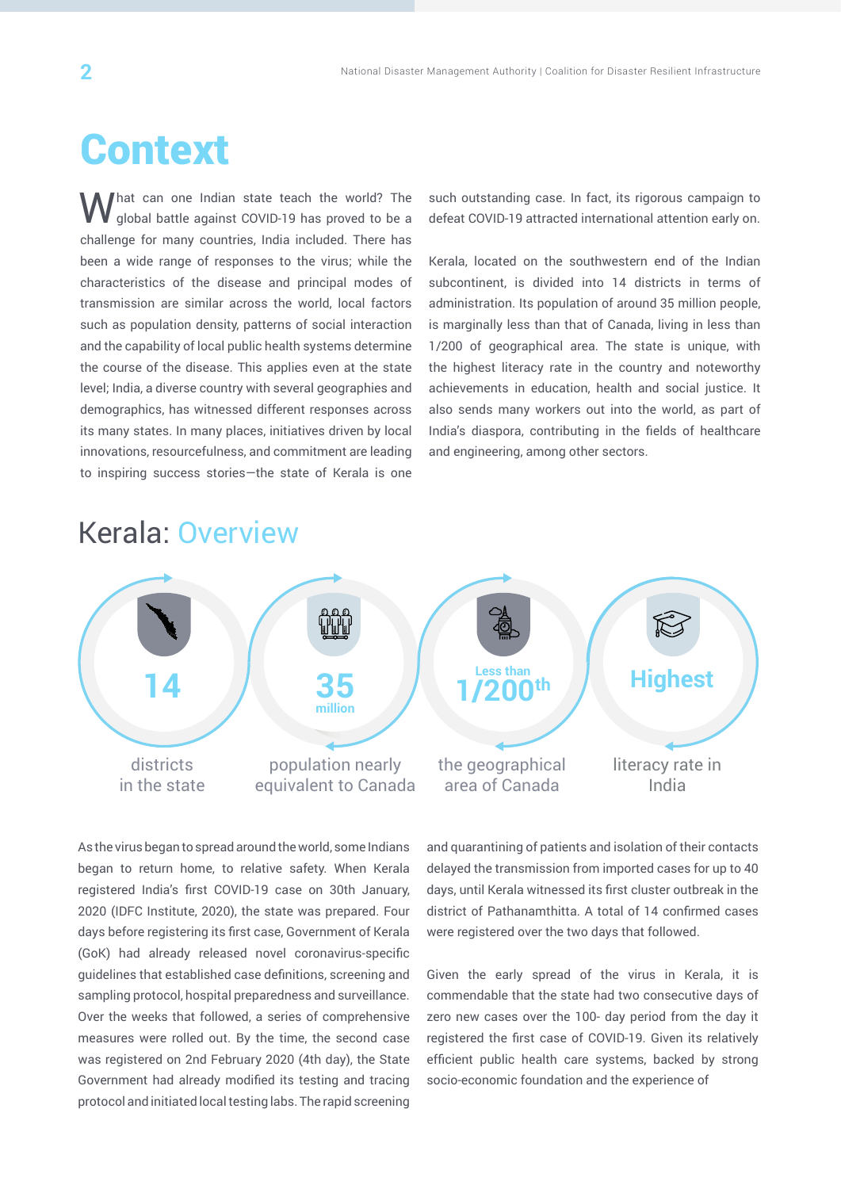# Context

What can one Indian state teach the world? The global battle against COVID-19 has proved to be a challenge for many countries, India included. There has been a wide range of responses to the virus; while the characteristics of the disease and principal modes of transmission are similar across the world, local factors such as population density, patterns of social interaction and the capability of local public health systems determine the course of the disease. This applies even at the state level; India, a diverse country with several geographies and demographics, has witnessed different responses across its many states. In many places, initiatives driven by local innovations, resourcefulness, and commitment are leading to inspiring success stories—the state of Kerala is one such outstanding case. In fact, its rigorous campaign to defeat COVID-19 attracted international attention early on.

Kerala, located on the southwestern end of the Indian subcontinent, is divided into 14 districts in terms of administration. Its population of around 35 million people, is marginally less than that of Canada, living in less than 1/200 of geographical area. The state is unique, with the highest literacy rate in the country and noteworthy achievements in education, health and social justice. It also sends many workers out into the world, as part of India's diaspora, contributing in the fields of healthcare and engineering, among other sectors.

## Kerala: Overview

- **14** districts in the state
- **35 million** population nearly equivalent to Canada
- **Less than 1/200th** the geographical area of Canada
- **Highest** literacy rate in India

As the virus began to spread around the world, some Indians began to return home, to relative safety. When Kerala registered India's first COVID-19 case on 30th January, 2020 (IDFC Institute, 2020), the state was prepared. Four days before registering its first case, Government of Kerala (GoK) had already released novel coronavirus-specific guidelines that established case definitions, screening and sampling protocol, hospital preparedness and surveillance. Over the weeks that followed, a series of comprehensive measures were rolled out. By the time, the second case was registered on 2nd February 2020 (4th day), the State Government had already modified its testing and tracing protocol and initiated local testing labs. The rapid screening and quarantining of patients and isolation of their contacts delayed the transmission from imported cases for up to 40 days, until Kerala witnessed its first cluster outbreak in the district of Pathanamthitta. A total of 14 confirmed cases were registered over the two days that followed.

Given the early spread of the virus in Kerala, it is commendable that the state had two consecutive days of zero new cases over the 100- day period from the day it registered the first case of COVID-19. Given its relatively efficient public health care systems, backed by strong socio-economic foundation and the experience of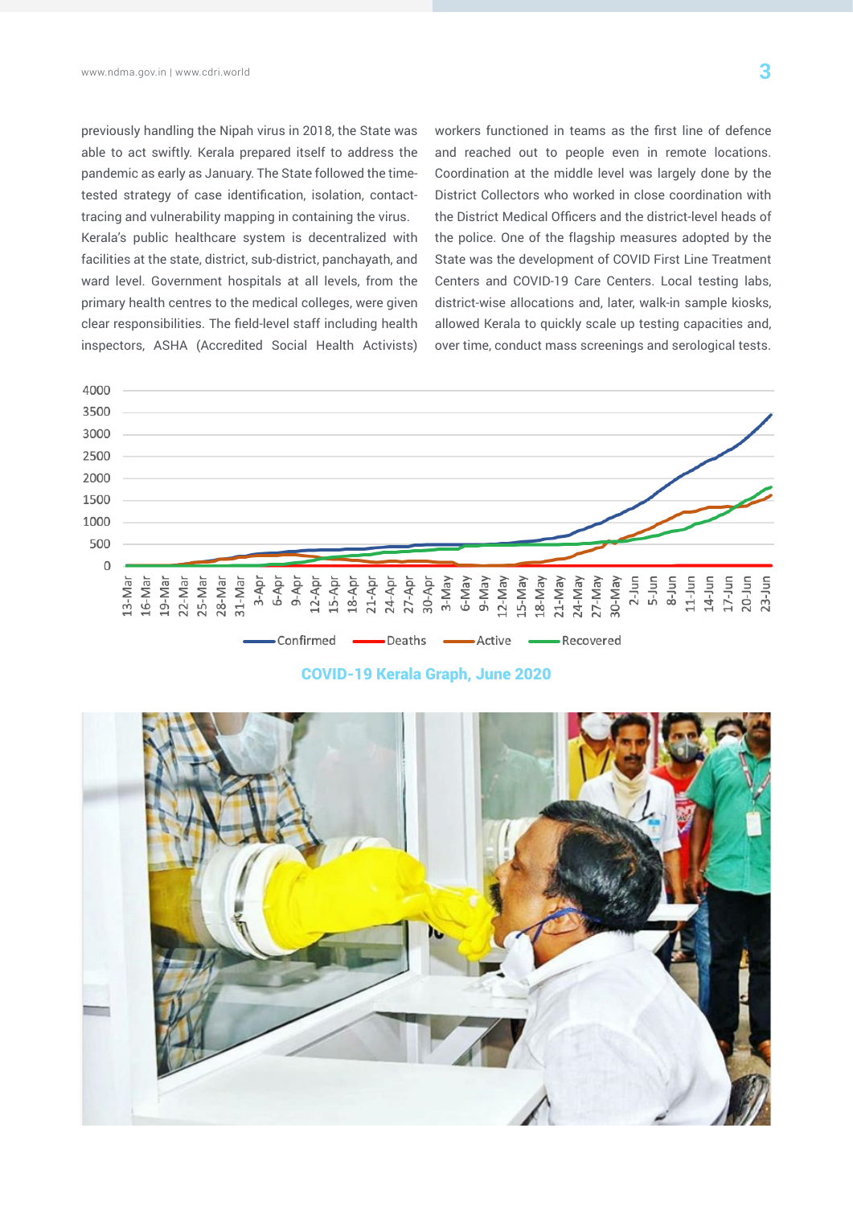previously handling the Nipah virus in 2018, the State was able to act swiftly. Kerala prepared itself to address the pandemic as early as January. The State followed the time-tested strategy of case identification, isolation, contact-tracing and vulnerability mapping in containing the virus.

Kerala's public healthcare system is decentralized with facilities at the state, district, sub-district, panchayath, and ward level. Government hospitals at all levels, from the primary health centres to the medical colleges, were given clear responsibilities. The field-level staff including health inspectors, ASHA (Accredited Social Health Activists) workers functioned in teams as the first line of defence and reached out to people even in remote locations. Coordination at the middle level was largely done by the District Collectors who worked in close coordination with the District Medical Officers and the district-level heads of the police. One of the flagship measures adopted by the State was the development of COVID First Line Treatment Centers and COVID-19 Care Centers. Local testing labs, district-wise allocations and, later, walk-in sample kiosks, allowed Kerala to quickly scale up testing capacities and, over time, conduct mass screenings and serological tests.

**COVID-19 Kerala Graph, June 2020**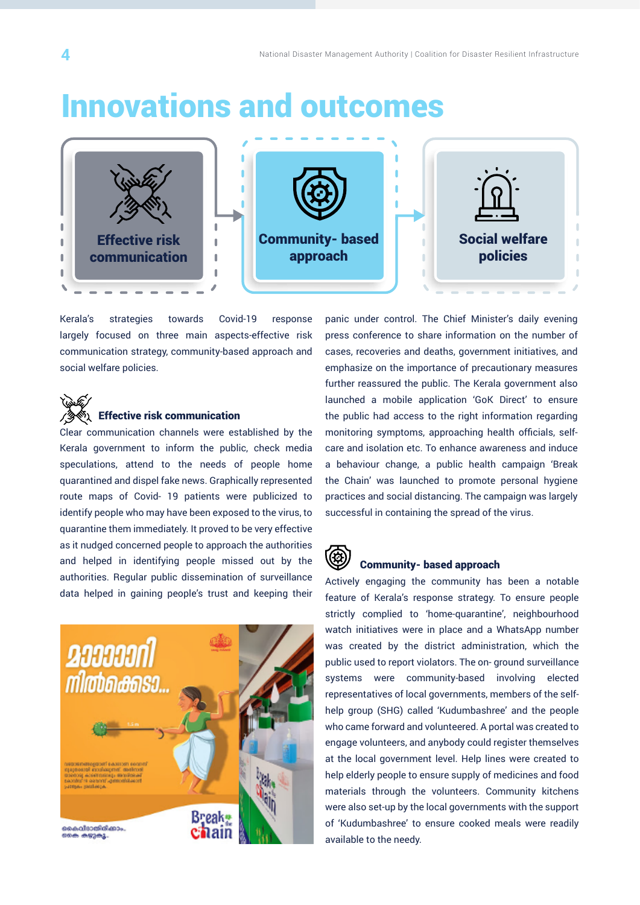# Innovations and outcomes

**Effective risk communication** → **Community- based approach** → **Social welfare policies**

Kerala's strategies towards Covid-19 response largely focused on three main aspects-effective risk communication strategy, community-based approach and social welfare policies.

### Effective risk communication

Clear communication channels were established by the Kerala government to inform the public, check media speculations, attend to the needs of people home quarantined and dispel fake news. Graphically represented route maps of Covid- 19 patients were publicized to identify people who may have been exposed to the virus, to quarantine them immediately. It proved to be very effective as it nudged concerned people to approach the authorities and helped in identifying people missed out by the authorities. Regular public dissemination of surveillance data helped in gaining people's trust and keeping their panic under control. The Chief Minister's daily evening press conference to share information on the number of cases, recoveries and deaths, government initiatives, and emphasize on the importance of precautionary measures further reassured the public. The Kerala government also launched a mobile application 'GoK Direct' to ensure the public had access to the right information regarding monitoring symptoms, approaching health officials, self-care and isolation etc. To enhance awareness and induce a behaviour change, a public health campaign 'Break the Chain' was launched to promote personal hygiene practices and social distancing. The campaign was largely successful in containing the spread of the virus.

### Community- based approach

Actively engaging the community has been a notable feature of Kerala's response strategy. To ensure people strictly complied to 'home-quarantine', neighbourhood watch initiatives were in place and a WhatsApp number was created by the district administration, which the public used to report violators. The on- ground surveillance systems were community-based involving elected representatives of local governments, members of the self-help group (SHG) called 'Kudumbashree' and the people who came forward and volunteered. A portal was created to engage volunteers, and anybody could register themselves at the local government level. Help lines were created to help elderly people to ensure supply of medicines and food materials through the volunteers. Community kitchens were also set-up by the local governments with the support of 'Kudumbashree' to ensure cooked meals were readily available to the needy.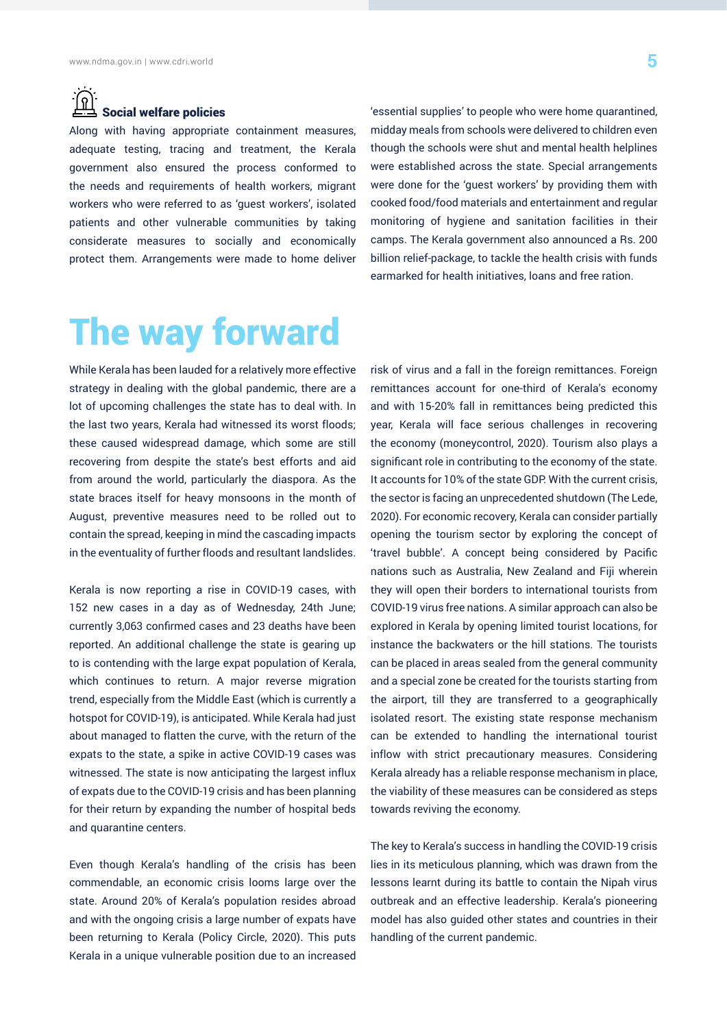### Social welfare policies

Along with having appropriate containment measures, adequate testing, tracing and treatment, the Kerala government also ensured the process conformed to the needs and requirements of health workers, migrant workers who were referred to as 'guest workers', isolated patients and other vulnerable communities by taking considerate measures to socially and economically protect them. Arrangements were made to home deliver 'essential supplies' to people who were home quarantined, midday meals from schools were delivered to children even though the schools were shut and mental health helplines were established across the state. Special arrangements were done for the 'guest workers' by providing them with cooked food/food materials and entertainment and regular monitoring of hygiene and sanitation facilities in their camps. The Kerala government also announced a Rs. 200 billion relief-package, to tackle the health crisis with funds earmarked for health initiatives, loans and free ration.

# The way forward

While Kerala has been lauded for a relatively more effective strategy in dealing with the global pandemic, there are a lot of upcoming challenges the state has to deal with. In the last two years, Kerala had witnessed its worst floods; these caused widespread damage, which some are still recovering from despite the state's best efforts and aid from around the world, particularly the diaspora. As the state braces itself for heavy monsoons in the month of August, preventive measures need to be rolled out to contain the spread, keeping in mind the cascading impacts in the eventuality of further floods and resultant landslides.

Kerala is now reporting a rise in COVID-19 cases, with 152 new cases in a day as of Wednesday, 24th June; currently 3,063 confirmed cases and 23 deaths have been reported. An additional challenge the state is gearing up to is contending with the large expat population of Kerala, which continues to return. A major reverse migration trend, especially from the Middle East (which is currently a hotspot for COVID-19), is anticipated. While Kerala had just about managed to flatten the curve, with the return of the expats to the state, a spike in active COVID-19 cases was witnessed. The state is now anticipating the largest influx of expats due to the COVID-19 crisis and has been planning for their return by expanding the number of hospital beds and quarantine centers.

Even though Kerala's handling of the crisis has been commendable, an economic crisis looms large over the state. Around 20% of Kerala's population resides abroad and with the ongoing crisis a large number of expats have been returning to Kerala (Policy Circle, 2020). This puts Kerala in a unique vulnerable position due to an increased risk of virus and a fall in the foreign remittances. Foreign remittances account for one-third of Kerala's economy and with 15-20% fall in remittances being predicted this year, Kerala will face serious challenges in recovering the economy (moneycontrol, 2020). Tourism also plays a significant role in contributing to the economy of the state. It accounts for 10% of the state GDP. With the current crisis, the sector is facing an unprecedented shutdown (The Lede, 2020). For economic recovery, Kerala can consider partially opening the tourism sector by exploring the concept of 'travel bubble'. A concept being considered by Pacific nations such as Australia, New Zealand and Fiji wherein they will open their borders to international tourists from COVID-19 virus free nations. A similar approach can also be explored in Kerala by opening limited tourist locations, for instance the backwaters or the hill stations. The tourists can be placed in areas sealed from the general community and a special zone be created for the tourists starting from the airport, till they are transferred to a geographically isolated resort. The existing state response mechanism can be extended to handling the international tourist inflow with strict precautionary measures. Considering Kerala already has a reliable response mechanism in place, the viability of these measures can be considered as steps towards reviving the economy.

The key to Kerala's success in handling the COVID-19 crisis lies in its meticulous planning, which was drawn from the lessons learnt during its battle to contain the Nipah virus outbreak and an effective leadership. Kerala's pioneering model has also guided other states and countries in their handling of the current pandemic.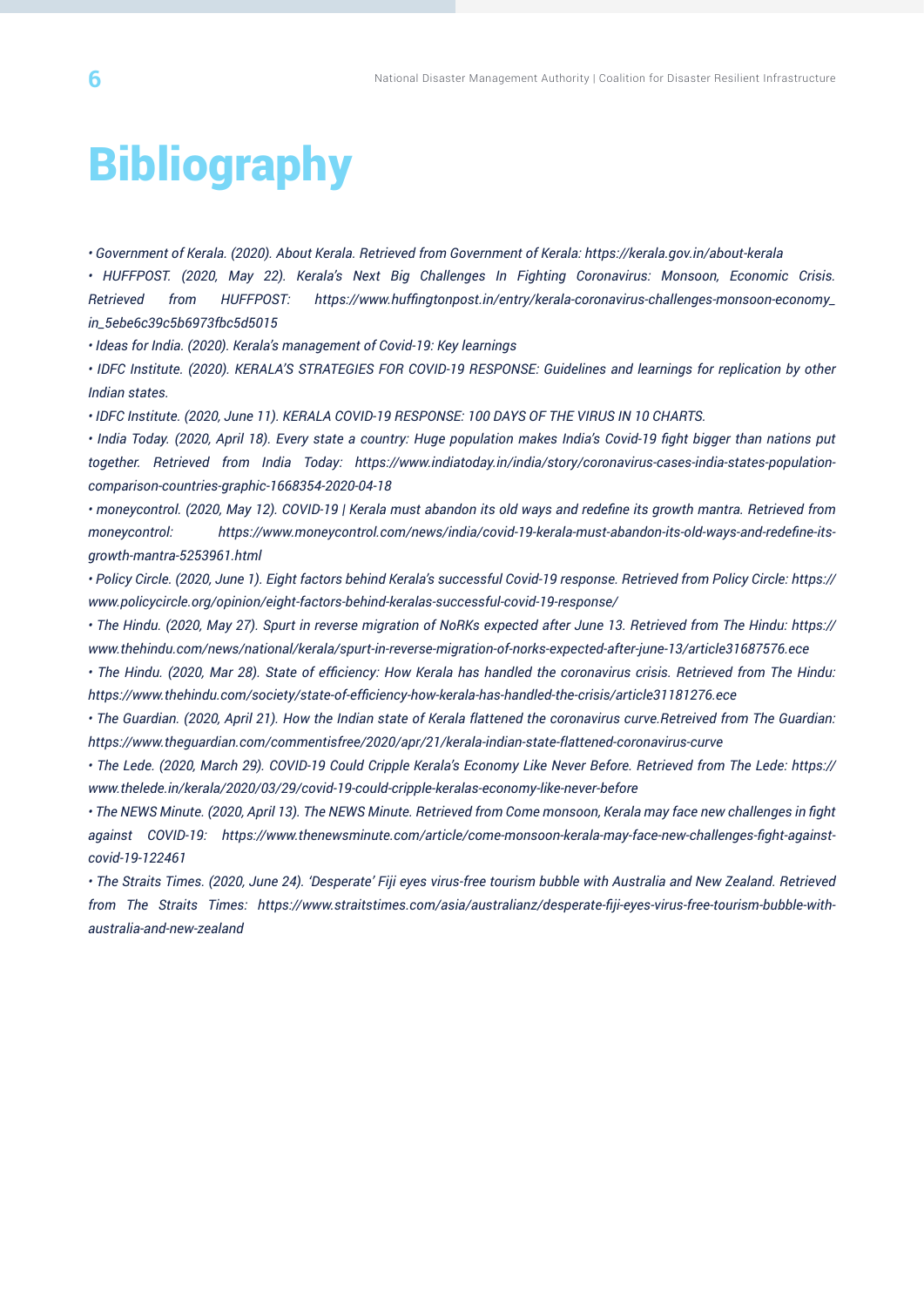# Bibliography

- *Government of Kerala. (2020). About Kerala. Retrieved from Government of Kerala: https://kerala.gov.in/about-kerala*
- *HUFFPOST. (2020, May 22). Kerala's Next Big Challenges In Fighting Coronavirus: Monsoon, Economic Crisis. Retrieved from HUFFPOST: https://www.huffingtonpost.in/entry/kerala-coronavirus-challenges-monsoon-economy_in_5ebe6c39c5b6973fbc5d5015*
- *Ideas for India. (2020). Kerala's management of Covid-19: Key learnings*
- *IDFC Institute. (2020). KERALA'S STRATEGIES FOR COVID-19 RESPONSE: Guidelines and learnings for replication by other Indian states.*
- *IDFC Institute. (2020, June 11). KERALA COVID-19 RESPONSE: 100 DAYS OF THE VIRUS IN 10 CHARTS.*
- *India Today. (2020, April 18). Every state a country: Huge population makes India's Covid-19 fight bigger than nations put together. Retrieved from India Today: https://www.indiatoday.in/india/story/coronavirus-cases-india-states-population-comparison-countries-graphic-1668354-2020-04-18*
- *moneycontrol. (2020, May 12). COVID-19 | Kerala must abandon its old ways and redefine its growth mantra. Retrieved from moneycontrol: https://www.moneycontrol.com/news/india/covid-19-kerala-must-abandon-its-old-ways-and-redefine-its-growth-mantra-5253961.html*
- *Policy Circle. (2020, June 1). Eight factors behind Kerala's successful Covid-19 response. Retrieved from Policy Circle: https://www.policycircle.org/opinion/eight-factors-behind-keralas-successful-covid-19-response/*
- *The Hindu. (2020, May 27). Spurt in reverse migration of NoRKs expected after June 13. Retrieved from The Hindu: https://www.thehindu.com/news/national/kerala/spurt-in-reverse-migration-of-norks-expected-after-june-13/article31687576.ece*
- *The Hindu. (2020, Mar 28). State of efficiency: How Kerala has handled the coronavirus crisis. Retrieved from The Hindu: https://www.thehindu.com/society/state-of-efficiency-how-kerala-has-handled-the-crisis/article31181276.ece*
- *The Guardian. (2020, April 21). How the Indian state of Kerala flattened the coronavirus curve.Retreived from The Guardian: https://www.theguardian.com/commentisfree/2020/apr/21/kerala-indian-state-flattened-coronavirus-curve*
- *The Lede. (2020, March 29). COVID-19 Could Cripple Kerala's Economy Like Never Before. Retrieved from The Lede: https://www.thelede.in/kerala/2020/03/29/covid-19-could-cripple-keralas-economy-like-never-before*
- *The NEWS Minute. (2020, April 13). The NEWS Minute. Retrieved from Come monsoon, Kerala may face new challenges in fight against COVID-19: https://www.thenewsminute.com/article/come-monsoon-kerala-may-face-new-challenges-fight-against-covid-19-122461*
- *The Straits Times. (2020, June 24). 'Desperate' Fiji eyes virus-free tourism bubble with Australia and New Zealand. Retrieved from The Straits Times: https://www.straitstimes.com/asia/australianz/desperate-fiji-eyes-virus-free-tourism-bubble-with-australia-and-new-zealand*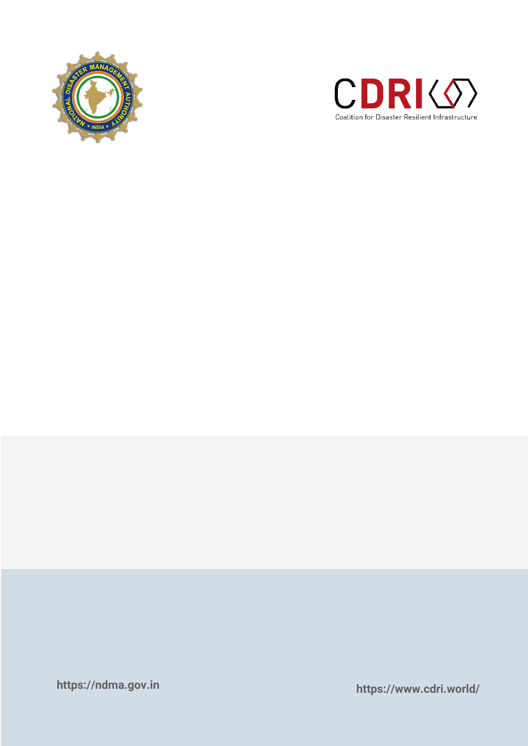CDRI

Coalition for Disaster Resilient Infrastructure

https://ndma.gov.in

https://www.cdri.world/